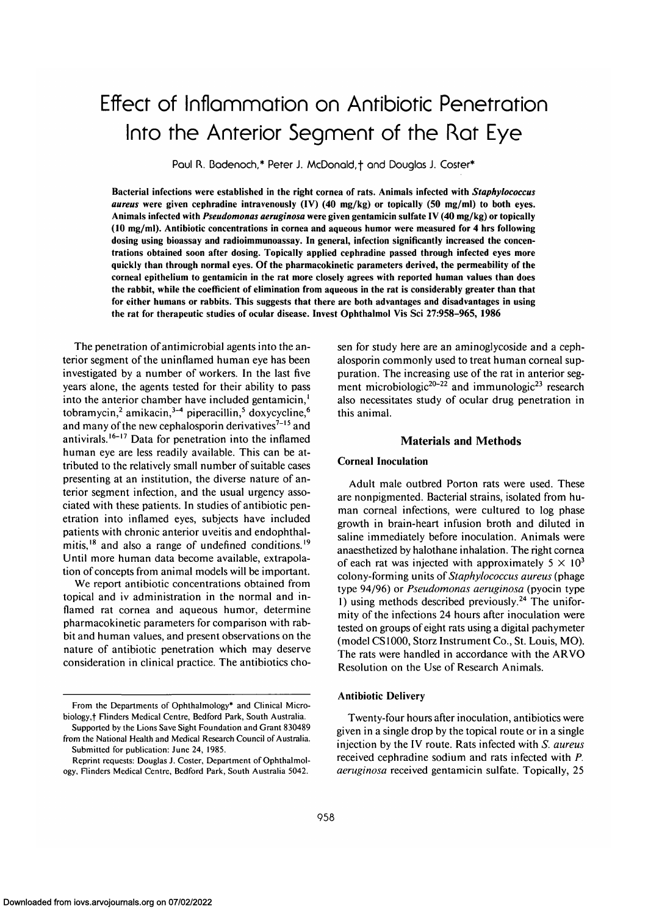# Effect of Inflammation on Antibiotic Penetration Into the Anterior Segment of the Rat Eye

Paul R. Badenoch,* Peter J. McDonald,† and Douglas J. Coster*

**Bacterial infections were established in the right cornea of rats. Animals infected with *Staphylococcus aureus* were given cephradine intravenously (IV) (40 mg/kg) or topically (50 mg/ml) to both eyes. Animals infected with *Pseudomonas aeruginosa* were given gentamicin sulfate IV (40 mg/kg) or topically (10 mg/ml). Antibiotic concentrations in cornea and aqueous humor were measured for 4 hrs following dosing using bioassay and radioimmunoassay. In general, infection significantly increased the concentrations obtained soon after dosing. Topically applied cephradine passed through infected eyes more quickly than through normal eyes. Of the pharmacokinetic parameters derived, the permeability of the corneal epithelium to gentamicin in the rat more closely agrees with reported human values than does the rabbit, while the coefficient of elimination from aqueous in the rat is considerably greater than that for either humans or rabbits. This suggests that there are both advantages and disadvantages in using the rat for therapeutic studies of ocular disease. Invest Ophthalmol Vis Sci 27:958–965, 1986**

The penetration of antimicrobial agents into the anterior segment of the uninflamed human eye has been investigated by a number of workers. In the last five years alone, the agents tested for their ability to pass into the anterior chamber have included gentamicin,[1] tobramycin,[2] amikacin,[3-4] piperacillin,[5] doxycycline,[6] and many of the new cephalosporin derivatives[7-15] and antivirals.[16-17] Data for penetration into the inflamed human eye are less readily available. This can be attributed to the relatively small number of suitable cases presenting at an institution, the diverse nature of anterior segment infection, and the usual urgency associated with these patients. In studies of antibiotic penetration into inflamed eyes, subjects have included patients with chronic anterior uveitis and endophthalmitis,[18] and also a range of undefined conditions.[19] Until more human data become available, extrapolation of concepts from animal models will be important.

We report antibiotic concentrations obtained from topical and iv administration in the normal and inflamed rat cornea and aqueous humor, determine pharmacokinetic parameters for comparison with rabbit and human values, and present observations on the nature of antibiotic penetration which may deserve consideration in clinical practice. The antibiotics chosen for study here are an aminoglycoside and a cephalosporin commonly used to treat human corneal suppuration. The increasing use of the rat in anterior segment microbiologic[20-22] and immunologic[23] research also necessitates study of ocular drug penetration in this animal.

## Materials and Methods

### Corneal Inoculation

Adult male outbred Porton rats were used. These are nonpigmented. Bacterial strains, isolated from human corneal infections, were cultured to log phase growth in brain-heart infusion broth and diluted in saline immediately before inoculation. Animals were anaesthetized by halothane inhalation. The right cornea of each rat was injected with approximately $5 \times 10^3$ colony-forming units of *Staphylococcus aureus* (phage type 94/96) or *Pseudomonas aeruginosa* (pyocin type 1) using methods described previously.[24] The uniformity of the infections 24 hours after inoculation were tested on groups of eight rats using a digital pachymeter (model CS1000, Storz Instrument Co., St. Louis, MO). The rats were handled in accordance with the ARVO Resolution on the Use of Research Animals.

### Antibiotic Delivery

Twenty-four hours after inoculation, antibiotics were given in a single drop by the topical route or in a single injection by the IV route. Rats infected with *S. aureus* received cephradine sodium and rats infected with *P. aeruginosa* received gentamicin sulfate. Topically, 25

From the Departments of Ophthalmology* and Clinical Microbiology,† Flinders Medical Centre, Bedford Park, South Australia.

Supported by the Lions Save Sight Foundation and Grant 830489 from the National Health and Medical Research Council of Australia.

Submitted for publication: June 24, 1985.

Reprint requests: Douglas J. Coster, Department of Ophthalmology, Flinders Medical Centre, Bedford Park, South Australia 5042.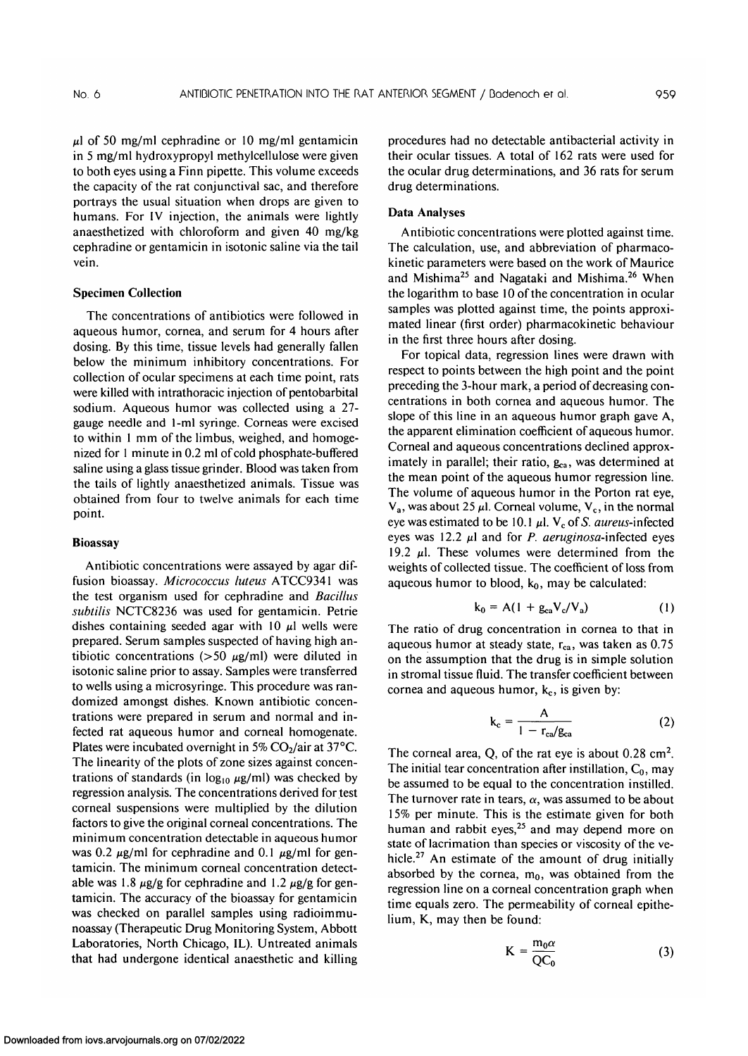μl of 50 mg/ml cephradine or 10 mg/ml gentamicin in 5 mg/ml hydroxypropyl methylcellulose were given to both eyes using a Finn pipette. This volume exceeds the capacity of the rat conjunctival sac, and therefore portrays the usual situation when drops are given to humans. For IV injection, the animals were lightly anaesthetized with chloroform and given 40 mg/kg cephradine or gentamicin in isotonic saline via the tail vein.

### Specimen Collection

The concentrations of antibiotics were followed in aqueous humor, cornea, and serum for 4 hours after dosing. By this time, tissue levels had generally fallen below the minimum inhibitory concentrations. For collection of ocular specimens at each time point, rats were killed with intrathoracic injection of pentobarbital sodium. Aqueous humor was collected using a 27-gauge needle and 1-ml syringe. Corneas were excised to within 1 mm of the limbus, weighed, and homogenized for 1 minute in 0.2 ml of cold phosphate-buffered saline using a glass tissue grinder. Blood was taken from the tails of lightly anaesthetized animals. Tissue was obtained from four to twelve animals for each time point.

### Bioassay

Antibiotic concentrations were assayed by agar diffusion bioassay. *Micrococcus luteus* ATCC9341 was the test organism used for cephradine and *Bacillus subtilis* NCTC8236 was used for gentamicin. Petrie dishes containing seeded agar with 10 μl wells were prepared. Serum samples suspected of having high antibiotic concentrations (>50 μg/ml) were diluted in isotonic saline prior to assay. Samples were transferred to wells using a microsyringe. This procedure was randomized amongst dishes. Known antibiotic concentrations were prepared in serum and normal and infected rat aqueous humor and corneal homogenate. Plates were incubated overnight in 5% $CO_2$/air at 37°C. The linearity of the plots of zone sizes against concentrations of standards (in $\log_{10}$ μg/ml) was checked by regression analysis. The concentrations derived for test corneal suspensions were multiplied by the dilution factors to give the original corneal concentrations. The minimum concentration detectable in aqueous humor was 0.2 μg/ml for cephradine and 0.1 μg/ml for gentamicin. The minimum corneal concentration detectable was 1.8 μg/g for cephradine and 1.2 μg/g for gentamicin. The accuracy of the bioassay for gentamicin was checked on parallel samples using radioimmunoassay (Therapeutic Drug Monitoring System, Abbott Laboratories, North Chicago, IL). Untreated animals that had undergone identical anaesthetic and killing procedures had no detectable antibacterial activity in their ocular tissues. A total of 162 rats were used for the ocular drug determinations, and 36 rats for serum drug determinations.

### Data Analyses

Antibiotic concentrations were plotted against time. The calculation, use, and abbreviation of pharmacokinetic parameters were based on the work of Maurice and Mishima[25] and Nagataki and Mishima.[26] When the logarithm to base 10 of the concentration in ocular samples was plotted against time, the points approximated linear (first order) pharmacokinetic behaviour in the first three hours after dosing.

For topical data, regression lines were drawn with respect to points between the high point and the point preceding the 3-hour mark, a period of decreasing concentrations in both cornea and aqueous humor. The slope of this line in an aqueous humor graph gave A, the apparent elimination coefficient of aqueous humor. Corneal and aqueous concentrations declined approximately in parallel; their ratio, $g_{ca}$, was determined at the mean point of the aqueous humor regression line. The volume of aqueous humor in the Porton rat eye, $V_a$, was about 25 μl. Corneal volume, $V_c$, in the normal eye was estimated to be 10.1 μl. $V_c$ of *S. aureus*-infected eyes was 12.2 μl and for *P. aeruginosa*-infected eyes 19.2 μl. These volumes were determined from the weights of collected tissue. The coefficient of loss from aqueous humor to blood, $k_0$, may be calculated:

$$k_0 = A(1 + g_{ca}V_c/V_a) \qquad (1)$$

The ratio of drug concentration in cornea to that in aqueous humor at steady state, $r_{ca}$, was taken as 0.75 on the assumption that the drug is in simple solution in stromal tissue fluid. The transfer coefficient between cornea and aqueous humor, $k_c$, is given by:

$$k_c = \frac{A}{1 - r_{ca}/g_{ca}} \qquad (2)$$

The corneal area, Q, of the rat eye is about 0.28 $cm^2$. The initial tear concentration after instillation, $C_0$, may be assumed to be equal to the concentration instilled. The turnover rate in tears, $\alpha$, was assumed to be about 15% per minute. This is the estimate given for both human and rabbit eyes,[25] and may depend more on state of lacrimation than species or viscosity of the vehicle.[27] An estimate of the amount of drug initially absorbed by the cornea, $m_0$, was obtained from the regression line on a corneal concentration graph when time equals zero. The permeability of corneal epithelium, K, may then be found:

$$K = \frac{m_0\alpha}{QC_0} \qquad (3)$$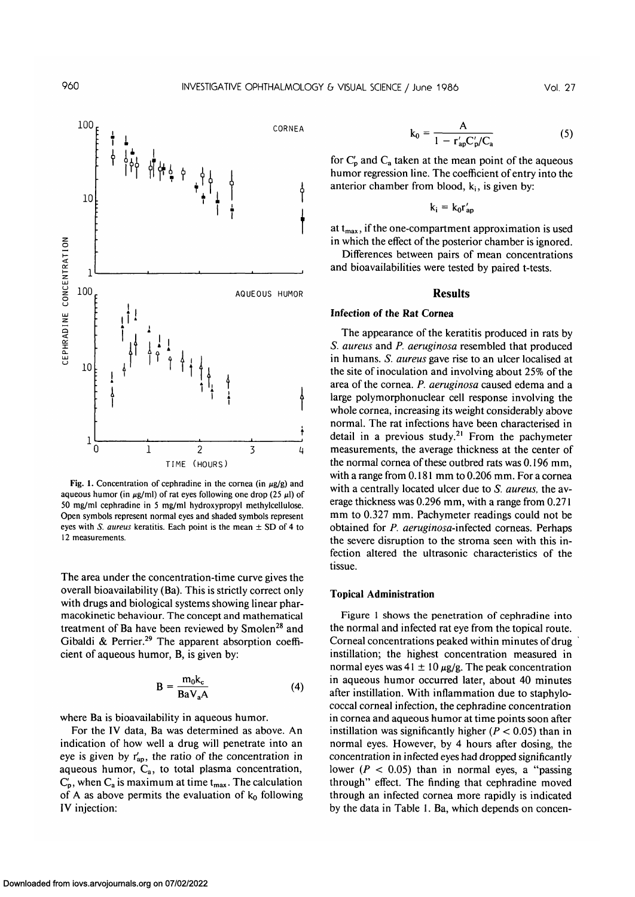CORNEA

100

10

1

AQUEOUS HUMOR

100

10

1

0 1 2 3 4

TIME (HOURS)

CEPHRADINE CONCENTRATION

Fig. 1. Concentration of cephradine in the cornea (in $\mu$g/g) and aqueous humor (in $\mu$g/ml) of rat eyes following one drop (25 $\mu$l) of 50 mg/ml cephradine in 5 mg/ml hydroxypropyl methylcellulose. Open symbols represent normal eyes and shaded symbols represent eyes with *S. aureus* keratitis. Each point is the mean ± SD of 4 to 12 measurements.

The area under the concentration-time curve gives the overall bioavailability (Ba). This is strictly correct only with drugs and biological systems showing linear pharmacokinetic behaviour. The concept and mathematical treatment of Ba have been reviewed by Smolen[28] and Gibaldi & Perrier.[29] The apparent absorption coefficient of aqueous humor, B, is given by:

$$B = \frac{m_0 k_c}{Ba V_a A} \quad (4)$$

where Ba is bioavailability in aqueous humor.

For the IV data, Ba was determined as above. An indication of how well a drug will penetrate into an eye is given by $r'_{ap}$, the ratio of the concentration in aqueous humor, $C_a$, to total plasma concentration, $C'_p$, when $C_a$ is maximum at time $t_{max}$. The calculation of A as above permits the evaluation of $k_0$ following IV injection:

$$k_0 = \frac{A}{1 - r'_{ap}C'_p/C_a} \quad (5)$$

for $C'_p$ and $C_a$ taken at the mean point of the aqueous humor regression line. The coefficient of entry into the anterior chamber from blood, $k_i$, is given by:

$$k_i = k_0 r'_{ap}$$

at $t_{max}$, if the one-compartment approximation is used in which the effect of the posterior chamber is ignored.

Differences between pairs of mean concentrations and bioavailabilities were tested by paired t-tests.

## Results

### Infection of the Rat Cornea

The appearance of the keratitis produced in rats by *S. aureus* and *P. aeruginosa* resembled that produced in humans. *S. aureus* gave rise to an ulcer localised at the site of inoculation and involving about 25% of the area of the cornea. *P. aeruginosa* caused edema and a large polymorphonuclear cell response involving the whole cornea, increasing its weight considerably above normal. The rat infections have been characterised in detail in a previous study.[21] From the pachymeter measurements, the average thickness at the center of the normal cornea of these outbred rats was 0.196 mm, with a range from 0.181 mm to 0.206 mm. For a cornea with a centrally located ulcer due to *S. aureus*, the average thickness was 0.296 mm, with a range from 0.271 mm to 0.327 mm. Pachymeter readings could not be obtained for *P. aeruginosa*-infected corneas. Perhaps the severe disruption to the stroma seen with this infection altered the ultrasonic characteristics of the tissue.

### Topical Administration

Figure 1 shows the penetration of cephradine into the normal and infected rat eye from the topical route. Corneal concentrations peaked within minutes of drug instillation; the highest concentration measured in normal eyes was 41 ± 10 $\mu$g/g. The peak concentration in aqueous humor occurred later, about 40 minutes after instillation. With inflammation due to staphylococcal corneal infection, the cephradine concentration in cornea and aqueous humor at time points soon after instillation was significantly higher ($P < 0.05$) than in normal eyes. However, by 4 hours after dosing, the concentration in infected eyes had dropped significantly lower ($P < 0.05$) than in normal eyes, a "passing through" effect. The finding that cephradine moved through an infected cornea more rapidly is indicated by the data in Table 1. Ba, which depends on concen-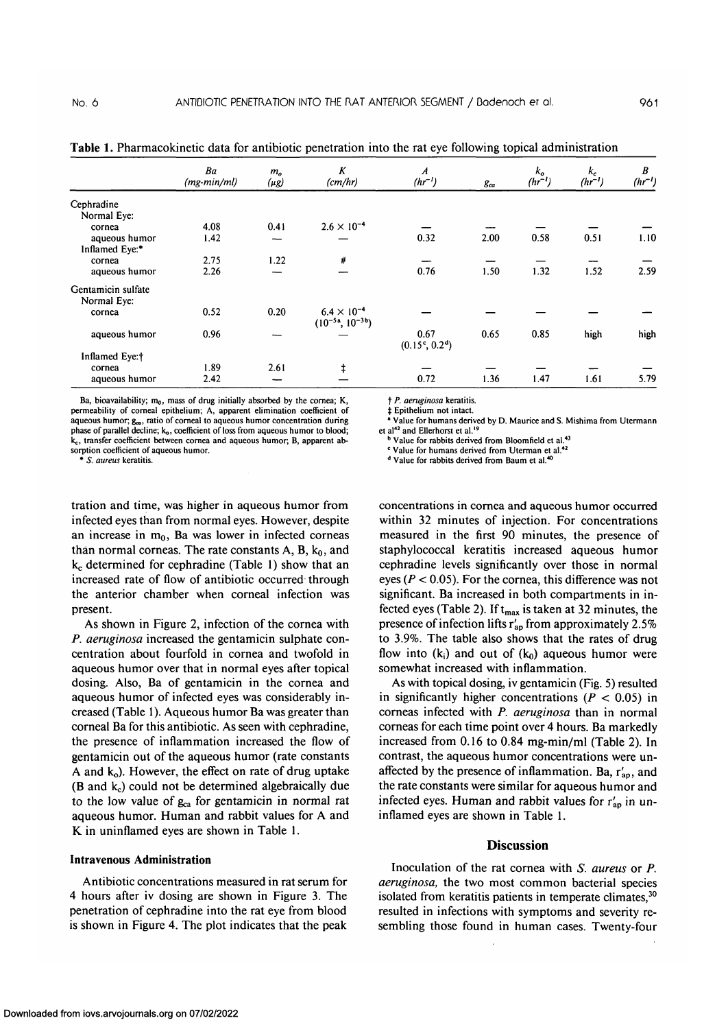**Table 1.** Pharmacokinetic data for antibiotic penetration into the rat eye following topical administration

| | Ba (mg-min/ml) | $m_o$ (μg) | K (cm/hr) | A ($hr^{-1}$) | $g_{ca}$ | $k_o$ ($hr^{-1}$) | $k_c$ ($hr^{-1}$) | B ($hr^{-1}$) |
|---|---|---|---|---|---|---|---|---|
| Cephradine | | | | | | | | |
| Normal Eye: | | | | | | | | |
| cornea | 4.08 | 0.41 | $2.6 \times 10^{-4}$ | — | — | — | — | — |
| aqueous humor | 1.42 | — | — | 0.32 | 2.00 | 0.58 | 0.51 | 1.10 |
| Inflamed Eye:* | | | | | | | | |
| cornea | 2.75 | 1.22 | # | — | — | — | — | — |
| aqueous humor | 2.26 | — | — | 0.76 | 1.50 | 1.32 | 1.52 | 2.59 |
| Gentamicin sulfate | | | | | | | | |
| Normal Eye: | | | | | | | | |
| cornea | 0.52 | 0.20 | $6.4 \times 10^{-4}$ ($10^{-5a}$, $10^{-3b}$) | — | — | — | — | — |
| aqueous humor | 0.96 | — | — | 0.67 (0.15[c], 0.2[d]) | 0.65 | 0.85 | high | high |
| Inflamed Eye:† | | | | | | | | |
| cornea | 1.89 | 2.61 | ‡ | — | — | — | — | — |
| aqueous humor | 2.42 | — | — | 0.72 | 1.36 | 1.47 | 1.61 | 5.79 |

Ba, bioavailability; $m_0$, mass of drug initially absorbed by the cornea; K, permeability of corneal epithelium; A, apparent elimination coefficient of aqueous humor; $g_{ca}$, ratio of corneal to aqueous humor concentration during phase of parallel decline; $k_o$, coefficient of loss from aqueous humor to blood; $k_c$, transfer coefficient between cornea and aqueous humor; B, apparent absorption coefficient of aqueous humor.

\* *S. aureus* keratitis.

† *P. aeruginosa* keratitis.

‡ Epithelium not intact.

[a] Value for humans derived by D. Maurice and S. Mishima from Utermann et al[42] and Ellerhorst et al.[19]

[b] Value for rabbits derived from Bloomfield et al.[43]

[c] Value for humans derived from Uterman et al.[42]

[d] Value for rabbits derived from Baum et al.[40]

tration and time, was higher in aqueous humor from infected eyes than from normal eyes. However, despite an increase in $m_0$, Ba was lower in infected corneas than normal corneas. The rate constants A, B, $k_0$, and $k_c$ determined for cephradine (Table 1) show that an increased rate of flow of antibiotic occurred through the anterior chamber when corneal infection was present.

As shown in Figure 2, infection of the cornea with *P. aeruginosa* increased the gentamicin sulphate concentration about fourfold in cornea and twofold in aqueous humor over that in normal eyes after topical dosing. Also, Ba of gentamicin in the cornea and aqueous humor of infected eyes was considerably increased (Table 1). Aqueous humor Ba was greater than corneal Ba for this antibiotic. As seen with cephradine, the presence of inflammation increased the flow of gentamicin out of the aqueous humor (rate constants A and $k_0$). However, the effect on rate of drug uptake (B and $k_c$) could not be determined algebraically due to the low value of $g_{ca}$ for gentamicin in normal rat aqueous humor. Human and rabbit values for A and K in uninflamed eyes are shown in Table 1.

### Intravenous Administration

Antibiotic concentrations measured in rat serum for 4 hours after iv dosing are shown in Figure 3. The penetration of cephradine into the rat eye from blood is shown in Figure 4. The plot indicates that the peak concentrations in cornea and aqueous humor occurred within 32 minutes of injection. For concentrations measured in the first 90 minutes, the presence of staphylococcal keratitis increased aqueous humor cephradine levels significantly over those in normal eyes ($P < 0.05$). For the cornea, this difference was not significant. Ba increased in both compartments in infected eyes (Table 2). If $t_{max}$ is taken at 32 minutes, the presence of infection lifts $r'_{ap}$ from approximately 2.5% to 3.9%. The table also shows that the rates of drug flow into ($k_i$) and out of ($k_0$) aqueous humor were somewhat increased with inflammation.

As with topical dosing, iv gentamicin (Fig. 5) resulted in significantly higher concentrations ($P < 0.05$) in corneas infected with *P. aeruginosa* than in normal corneas for each time point over 4 hours. Ba markedly increased from 0.16 to 0.84 mg-min/ml (Table 2). In contrast, the aqueous humor concentrations were unaffected by the presence of inflammation. Ba, $r'_{ap}$, and the rate constants were similar for aqueous humor and infected eyes. Human and rabbit values for $r'_{ap}$ in uninflamed eyes are shown in Table 1.

## Discussion

Inoculation of the rat cornea with *S. aureus* or *P. aeruginosa*, the two most common bacterial species isolated from keratitis patients in temperate climates,[30] resulted in infections with symptoms and severity resembling those found in human cases. Twenty-four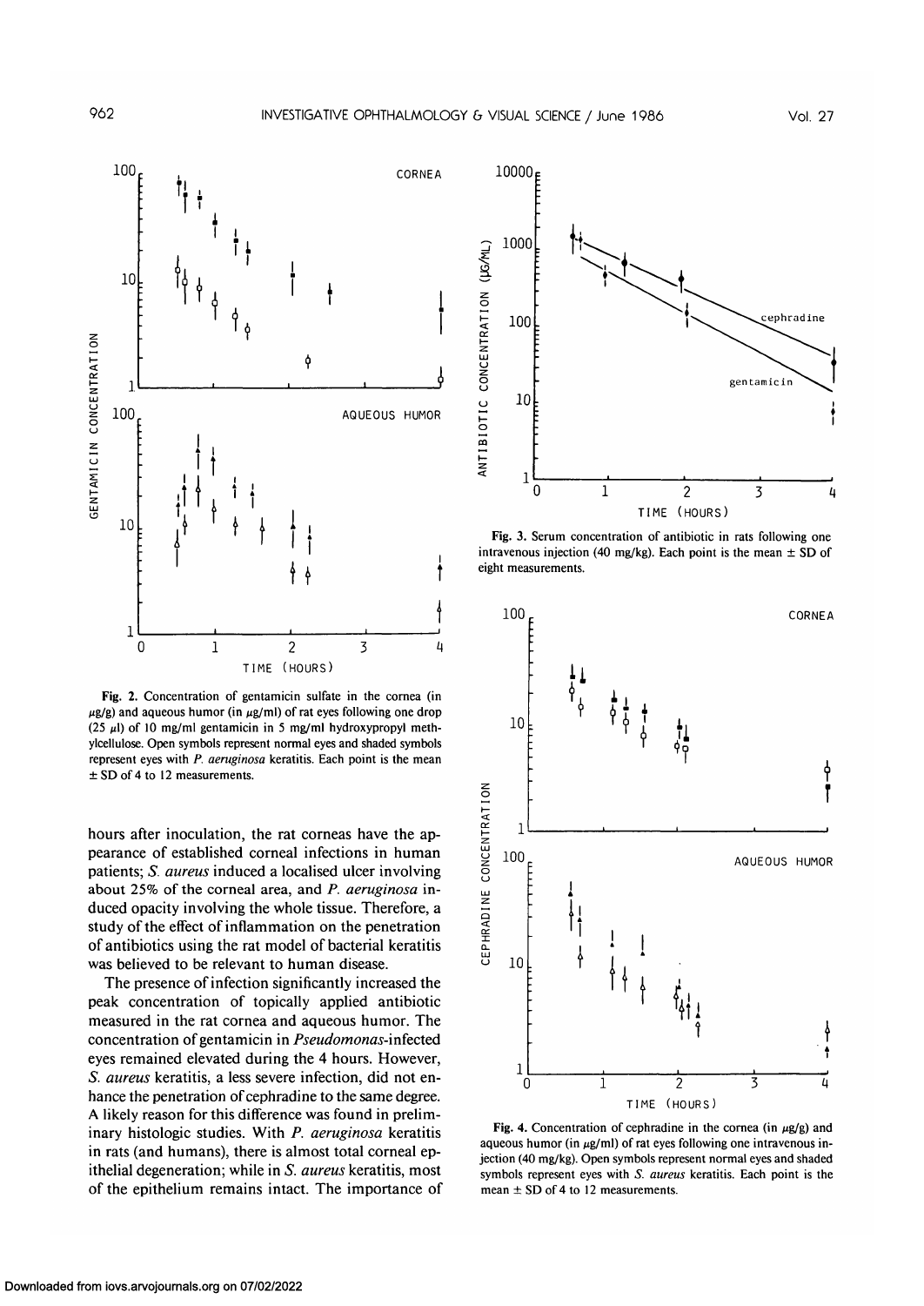CORNEA

100

10

1

AQUEOUS HUMOR

100

10

1

0 1 2 3 4

TIME (HOURS)

GENTAMICIN CONCENTRATION

Fig. 2. Concentration of gentamicin sulfate in the cornea (in μg/g) and aqueous humor (in μg/ml) of rat eyes following one drop (25 μl) of 10 mg/ml gentamicin in 5 mg/ml hydroxypropyl methylcellulose. Open symbols represent normal eyes and shaded symbols represent eyes with *P. aeruginosa* keratitis. Each point is the mean ± SD of 4 to 12 measurements.

hours after inoculation, the rat corneas have the appearance of established corneal infections in human patients; *S. aureus* induced a localised ulcer involving about 25% of the corneal area, and *P. aeruginosa* induced opacity involving the whole tissue. Therefore, a study of the effect of inflammation on the penetration of antibiotics using the rat model of bacterial keratitis was believed to be relevant to human disease.

The presence of infection significantly increased the peak concentration of topically applied antibiotic measured in the rat cornea and aqueous humor. The concentration of gentamicin in *Pseudomonas*-infected eyes remained elevated during the 4 hours. However, *S. aureus* keratitis, a less severe infection, did not enhance the penetration of cephradine to the same degree. A likely reason for this difference was found in preliminary histologic studies. With *P. aeruginosa* keratitis in rats (and humans), there is almost total corneal epithelial degeneration; while in *S. aureus* keratitis, most of the epithelium remains intact. The importance of

10000

1000

100

10

1

0 1 2 3 4

TIME (HOURS)

ANTIBIOTIC CONCENTRATION (μG/ML)

cephradine

gentamicin

Fig. 3. Serum concentration of antibiotic in rats following one intravenous injection (40 mg/kg). Each point is the mean ± SD of eight measurements.

CORNEA

100

10

1

AQUEOUS HUMOR

100

10

1

0 1 2 3 4

TIME (HOURS)

CEPHRADINE CONCENTRATION

Fig. 4. Concentration of cephradine in the cornea (in μg/g) and aqueous humor (in μg/ml) of rat eyes following one intravenous injection (40 mg/kg). Open symbols represent normal eyes and shaded symbols represent eyes with *S. aureus* keratitis. Each point is the mean ± SD of 4 to 12 measurements.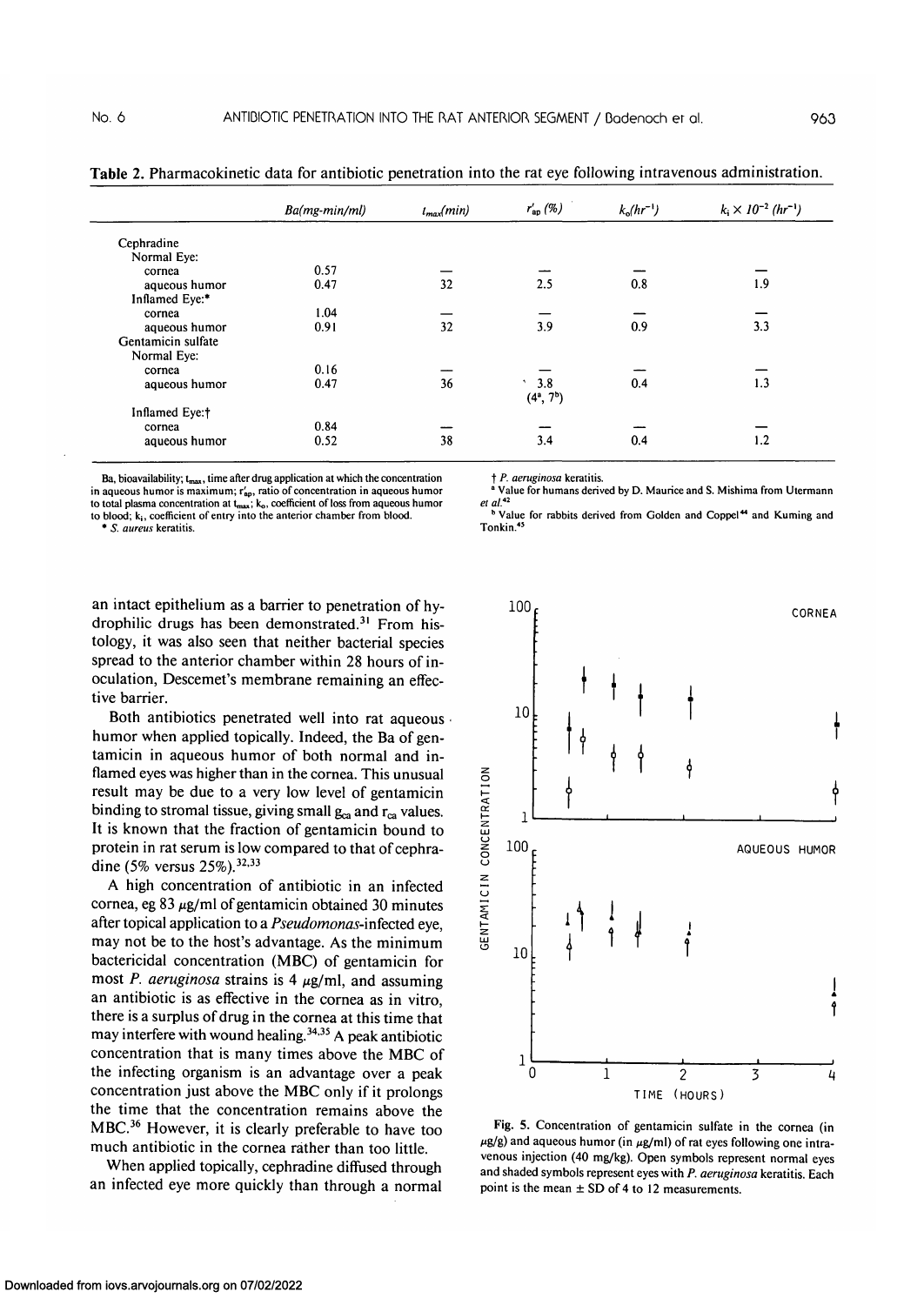**Table 2.** Pharmacokinetic data for antibiotic penetration into the rat eye following intravenous administration.

| | Ba(mg-min/ml) | $t_{max}$(min) | $r'_{ap}$ (%) | $k_o$($hr^{-1}$) | $k_i \times 10^{-2}$ ($hr^{-1}$) |
|---|---|---|---|---|---|
| Cephradine | | | | | |
| Normal Eye: | | | | | |
| cornea | 0.57 | — | — | — | — |
| aqueous humor | 0.47 | 32 | 2.5 | 0.8 | 1.9 |
| Inflamed Eye:* | | | | | |
| cornea | 1.04 | — | — | — | — |
| aqueous humor | 0.91 | 32 | 3.9 | 0.9 | 3.3 |
| Gentamicin sulfate | | | | | |
| Normal Eye: | | | | | |
| cornea | 0.16 | — | — | — | — |
| aqueous humor | 0.47 | 36 | 3.8 ($4^a$, $7^b$) | 0.4 | 1.3 |
| Inflamed Eye:† | | | | | |
| cornea | 0.84 | — | — | — | — |
| aqueous humor | 0.52 | 38 | 3.4 | 0.4 | 1.2 |

Ba, bioavailability; $t_{max}$, time after drug application at which the concentration in aqueous humor is maximum; $r'_{ap}$, ratio of concentration in aqueous humor to total plasma concentration at $t_{max}$; $k_o$, coefficient of loss from aqueous humor to blood; $k_i$, coefficient of entry into the anterior chamber from blood.

\* *S. aureus* keratitis.

† *P. aeruginosa* keratitis.

[a] Value for humans derived by D. Maurice and S. Mishima from Utermann *et al.*[42]

[b] Value for rabbits derived from Golden and Coppel[44] and Kuming and Tonkin.[45]

an intact epithelium as a barrier to penetration of hydrophilic drugs has been demonstrated.[31] From histology, it was also seen that neither bacterial species spread to the anterior chamber within 28 hours of inoculation, Descemet's membrane remaining an effective barrier.

Both antibiotics penetrated well into rat aqueous humor when applied topically. Indeed, the Ba of gentamicin in aqueous humor of both normal and inflamed eyes was higher than in the cornea. This unusual result may be due to a very low level of gentamicin binding to stromal tissue, giving small $g_{ca}$ and $r_{ca}$ values. It is known that the fraction of gentamicin bound to protein in rat serum is low compared to that of cephradine (5% versus 25%).[32,33]

A high concentration of antibiotic in an infected cornea, eg 83 $\mu$g/ml of gentamicin obtained 30 minutes after topical application to a *Pseudomonas*-infected eye, may not be to the host's advantage. As the minimum bactericidal concentration (MBC) of gentamicin for most *P. aeruginosa* strains is 4 $\mu$g/ml, and assuming an antibiotic is as effective in the cornea as in vitro, there is a surplus of drug in the cornea at this time that may interfere with wound healing.[34,35] A peak antibiotic concentration that is many times above the MBC of the infecting organism is an advantage over a peak concentration just above the MBC only if it prolongs the time that the concentration remains above the MBC.[36] However, it is clearly preferable to have too much antibiotic in the cornea rather than too little.

When applied topically, cephradine diffused through an infected eye more quickly than through a normal

CORNEA

AQUEOUS HUMOR

GENTAMICIN CONCENTRATION

TIME (HOURS)

Fig. 5. Concentration of gentamicin sulfate in the cornea (in $\mu$g/g) and aqueous humor (in $\mu$g/ml) of rat eyes following one intravenous injection (40 mg/kg). Open symbols represent normal eyes and shaded symbols represent eyes with *P. aeruginosa* keratitis. Each point is the mean ± SD of 4 to 12 measurements.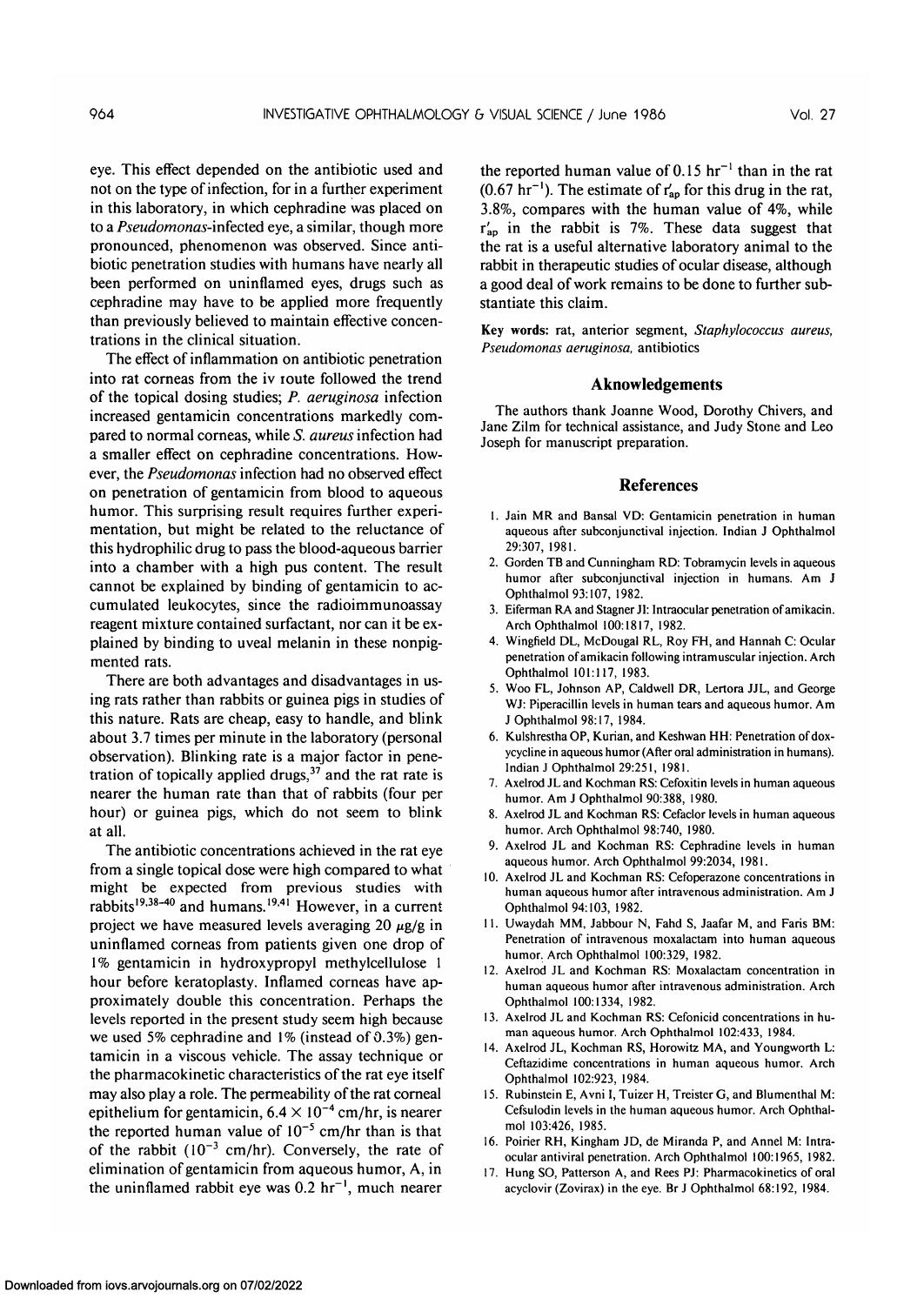eye. This effect depended on the antibiotic used and not on the type of infection, for in a further experiment in this laboratory, in which cephradine was placed on to a *Pseudomonas*-infected eye, a similar, though more pronounced, phenomenon was observed. Since antibiotic penetration studies with humans have nearly all been performed on uninflamed eyes, drugs such as cephradine may have to be applied more frequently than previously believed to maintain effective concentrations in the clinical situation.

The effect of inflammation on antibiotic penetration into rat corneas from the iv route followed the trend of the topical dosing studies; *P. aeruginosa* infection increased gentamicin concentrations markedly compared to normal corneas, while *S. aureus* infection had a smaller effect on cephradine concentrations. However, the *Pseudomonas* infection had no observed effect on penetration of gentamicin from blood to aqueous humor. This surprising result requires further experimentation, but might be related to the reluctance of this hydrophilic drug to pass the blood-aqueous barrier into a chamber with a high pus content. The result cannot be explained by binding of gentamicin to accumulated leukocytes, since the radioimmunoassay reagent mixture contained surfactant, nor can it be explained by binding to uveal melanin in these nonpigmented rats.

There are both advantages and disadvantages in using rats rather than rabbits or guinea pigs in studies of this nature. Rats are cheap, easy to handle, and blink about 3.7 times per minute in the laboratory (personal observation). Blinking rate is a major factor in penetration of topically applied drugs,[37] and the rat rate is nearer the human rate than that of rabbits (four per hour) or guinea pigs, which do not seem to blink at all.

The antibiotic concentrations achieved in the rat eye from a single topical dose were high compared to what might be expected from previous studies with rabbits[19,38–40] and humans.[19,41] However, in a current project we have measured levels averaging 20 $\mu$g/g in uninflamed corneas from patients given one drop of 1% gentamicin in hydroxypropyl methylcellulose 1 hour before keratoplasty. Inflamed corneas have approximately double this concentration. Perhaps the levels reported in the present study seem high because we used 5% cephradine and 1% (instead of 0.3%) gentamicin in a viscous vehicle. The assay technique or the pharmacokinetic characteristics of the rat eye itself may also play a role. The permeability of the rat corneal epithelium for gentamicin, $6.4 \times 10^{-4}$ cm/hr, is nearer the reported human value of $10^{-5}$ cm/hr than is that of the rabbit ($10^{-3}$ cm/hr). Conversely, the rate of elimination of gentamicin from aqueous humor, A, in the uninflamed rabbit eye was 0.2 $\text{hr}^{-1}$, much nearer the reported human value of 0.15 $\text{hr}^{-1}$ than in the rat (0.67 $\text{hr}^{-1}$). The estimate of $r'_{ap}$ for this drug in the rat, 3.8%, compares with the human value of 4%, while $r'_{ap}$ in the rabbit is 7%. These data suggest that the rat is a useful alternative laboratory animal to the rabbit in therapeutic studies of ocular disease, although a good deal of work remains to be done to further substantiate this claim.

**Key words:** rat, anterior segment, *Staphylococcus aureus, Pseudomonas aeruginosa*, antibiotics

## Aknowledgements

The authors thank Joanne Wood, Dorothy Chivers, and Jane Zilm for technical assistance, and Judy Stone and Leo Joseph for manuscript preparation.

## References

1. Jain MR and Bansal VD: Gentamicin penetration in human aqueous after subconjunctival injection. Indian J Ophthalmol 29:307, 1981.
2. Gorden TB and Cunningham RD: Tobramycin levels in aqueous humor after subconjunctival injection in humans. Am J Ophthalmol 93:107, 1982.
3. Eiferman RA and Stagner JI: Intraocular penetration of amikacin. Arch Ophthalmol 100:1817, 1982.
4. Wingfield DL, McDougal RL, Roy FH, and Hannah C: Ocular penetration of amikacin following intramuscular injection. Arch Ophthalmol 101:117, 1983.
5. Woo FL, Johnson AP, Caldwell DR, Lertora JJL, and George WJ: Piperacillin levels in human tears and aqueous humor. Am J Ophthalmol 98:17, 1984.
6. Kulshrestha OP, Kurian, and Keshwan HH: Penetration of doxycycline in aqueous humor (After oral administration in humans). Indian J Ophthalmol 29:251, 1981.
7. Axelrod JL and Kochman RS: Cefoxitin levels in human aqueous humor. Am J Ophthalmol 90:388, 1980.
8. Axelrod JL and Kochman RS: Cefaclor levels in human aqueous humor. Arch Ophthalmol 98:740, 1980.
9. Axelrod JL and Kochman RS: Cephradine levels in human aqueous humor. Arch Ophthalmol 99:2034, 1981.
10. Axelrod JL and Kochman RS: Cefoperazone concentrations in human aqueous humor after intravenous administration. Am J Ophthalmol 94:103, 1982.
11. Uwaydah MM, Jabbour N, Fahd S, Jaafar M, and Faris BM: Penetration of intravenous moxalactam into human aqueous humor. Arch Ophthalmol 100:329, 1982.
12. Axelrod JL and Kochman RS: Moxalactam concentration in human aqueous humor after intravenous administration. Arch Ophthalmol 100:1334, 1982.
13. Axelrod JL and Kochman RS: Cefonicid concentrations in human aqueous humor. Arch Ophthalmol 102:433, 1984.
14. Axelrod JL, Kochman RS, Horowitz MA, and Youngworth L: Ceftazidime concentrations in human aqueous humor. Arch Ophthalmol 102:923, 1984.
15. Rubinstein E, Avni I, Tuizer H, Treister G, and Blumenthal M: Cefsulodin levels in the human aqueous humor. Arch Ophthalmol 103:426, 1985.
16. Poirier RH, Kingham JD, de Miranda P, and Annel M: Intraocular antiviral penetration. Arch Ophthalmol 100:1965, 1982.
17. Hung SO, Patterson A, and Rees PJ: Pharmacokinetics of oral acyclovir (Zovirax) in the eye. Br J Ophthalmol 68:192, 1984.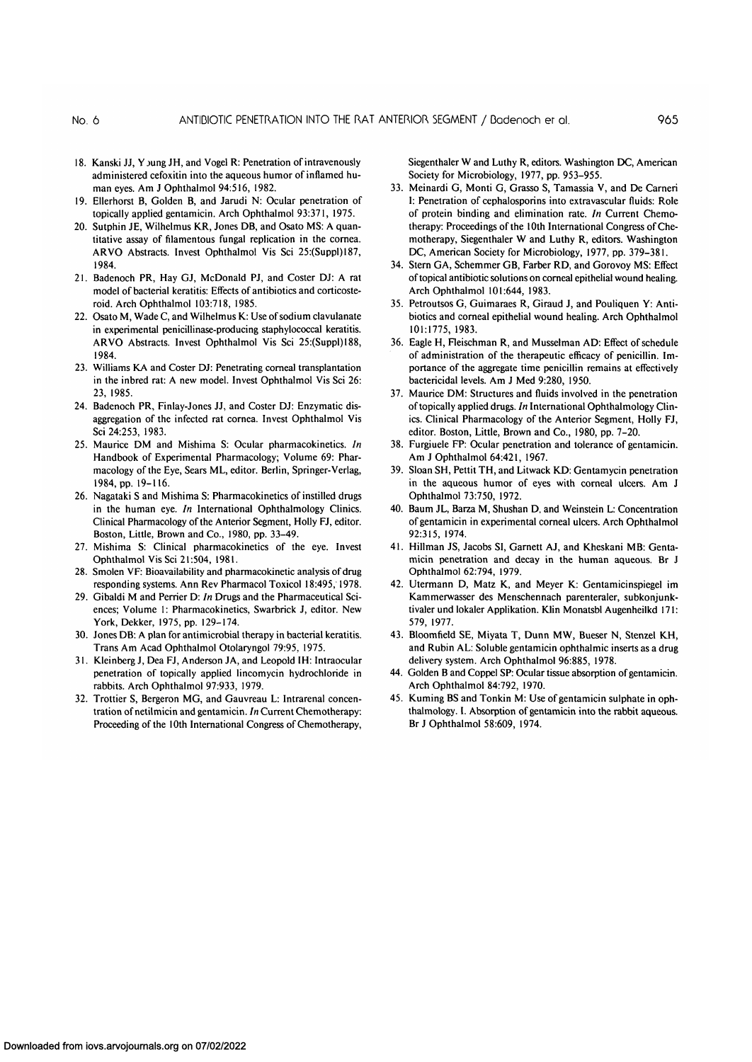18. Kanski JJ, Y›ung JH, and Vogel R: Penetration of intravenously administered cefoxitin into the aqueous humor of inflamed human eyes. Am J Ophthalmol 94:516, 1982.
19. Ellerhorst B, Golden B, and Jarudi N: Ocular penetration of topically applied gentamicin. Arch Ophthalmol 93:371, 1975.
20. Sutphin JE, Wilhelmus KR, Jones DB, and Osato MS: A quantitative assay of filamentous fungal replication in the cornea. ARVO Abstracts. Invest Ophthalmol Vis Sci 25:(Suppl)187, 1984.
21. Badenoch PR, Hay GJ, McDonald PJ, and Coster DJ: A rat model of bacterial keratitis: Effects of antibiotics and corticosteroid. Arch Ophthalmol 103:718, 1985.
22. Osato M, Wade C, and Wilhelmus K: Use of sodium clavulanate in experimental penicillinase-producing staphylococcal keratitis. ARVO Abstracts. Invest Ophthalmol Vis Sci 25:(Suppl)188, 1984.
23. Williams KA and Coster DJ: Penetrating corneal transplantation in the inbred rat: A new model. Invest Ophthalmol Vis Sci 26: 23, 1985.
24. Badenoch PR, Finlay-Jones JJ, and Coster DJ: Enzymatic disaggregation of the infected rat cornea. Invest Ophthalmol Vis Sci 24:253, 1983.
25. Maurice DM and Mishima S: Ocular pharmacokinetics. *In* Handbook of Experimental Pharmacology; Volume 69: Pharmacology of the Eye, Sears ML, editor. Berlin, Springer-Verlag, 1984, pp. 19–116.
26. Nagataki S and Mishima S: Pharmacokinetics of instilled drugs in the human eye. *In* International Ophthalmology Clinics. Clinical Pharmacology of the Anterior Segment, Holly FJ, editor. Boston, Little, Brown and Co., 1980, pp. 33–49.
27. Mishima S: Clinical pharmacokinetics of the eye. Invest Ophthalmol Vis Sci 21:504, 1981.
28. Smolen VF: Bioavailability and pharmacokinetic analysis of drug responding systems. Ann Rev Pharmacol Toxicol 18:495, 1978.
29. Gibaldi M and Perrier D: *In* Drugs and the Pharmaceutical Sciences; Volume 1: Pharmacokinetics, Swarbrick J, editor. New York, Dekker, 1975, pp. 129–174.
30. Jones DB: A plan for antimicrobial therapy in bacterial keratitis. Trans Am Acad Ophthalmol Otolaryngol 79:95, 1975.
31. Kleinberg J, Dea FJ, Anderson JA, and Leopold IH: Intraocular penetration of topically applied lincomycin hydrochloride in rabbits. Arch Ophthalmol 97:933, 1979.
32. Trottier S, Bergeron MG, and Gauvreau L: Intrarenal concentration of netilmicin and gentamicin. *In* Current Chemotherapy: Proceeding of the 10th International Congress of Chemotherapy, Siegenthaler W and Luthy R, editors. Washington DC, American Society for Microbiology, 1977, pp. 953–955.
33. Meinardi G, Monti G, Grasso S, Tamassia V, and De Carneri I: Penetration of cephalosporins into extravascular fluids: Role of protein binding and elimination rate. *In* Current Chemotherapy: Proceedings of the 10th International Congress of Chemotherapy, Siegenthaler W and Luthy R, editors. Washington DC, American Society for Microbiology, 1977, pp. 379–381.
34. Stern GA, Schemmer GB, Farber RD, and Gorovoy MS: Effect of topical antibiotic solutions on corneal epithelial wound healing. Arch Ophthalmol 101:644, 1983.
35. Petroutsos G, Guimaraes R, Giraud J, and Pouliquen Y: Antibiotics and corneal epithelial wound healing. Arch Ophthalmol 101:1775, 1983.
36. Eagle H, Fleischman R, and Musselman AD: Effect of schedule of administration of the therapeutic efficacy of penicillin. Importance of the aggregate time penicillin remains at effectively bactericidal levels. Am J Med 9:280, 1950.
37. Maurice DM: Structures and fluids involved in the penetration of topically applied drugs. *In* International Ophthalmology Clinics. Clinical Pharmacology of the Anterior Segment, Holly FJ, editor. Boston, Little, Brown and Co., 1980, pp. 7–20.
38. Furgiuele FP: Ocular penetration and tolerance of gentamicin. Am J Ophthalmol 64:421, 1967.
39. Sloan SH, Pettit TH, and Litwack KD: Gentamycin penetration in the aqueous humor of eyes with corneal ulcers. Am J Ophthalmol 73:750, 1972.
40. Baum JL, Barza M, Shushan D, and Weinstein L: Concentration of gentamicin in experimental corneal ulcers. Arch Ophthalmol 92:315, 1974.
41. Hillman JS, Jacobs SI, Garnett AJ, and Kheskani MB: Gentamicin penetration and decay in the human aqueous. Br J Ophthalmol 62:794, 1979.
42. Utermann D, Matz K, and Meyer K: Gentamicinspiegel im Kammerwasser des Menschennach parenteraler, subkonjunktivaler und lokaler Applikation. Klin Monatsbl Augenheilkd 171: 579, 1977.
43. Bloomfield SE, Miyata T, Dunn MW, Bueser N, Stenzel KH, and Rubin AL: Soluble gentamicin ophthalmic inserts as a drug delivery system. Arch Ophthalmol 96:885, 1978.
44. Golden B and Coppel SP: Ocular tissue absorption of gentamicin. Arch Ophthalmol 84:792, 1970.
45. Kuming BS and Tonkin M: Use of gentamicin sulphate in ophthalmology. I. Absorption of gentamicin into the rabbit aqueous. Br J Ophthalmol 58:609, 1974.